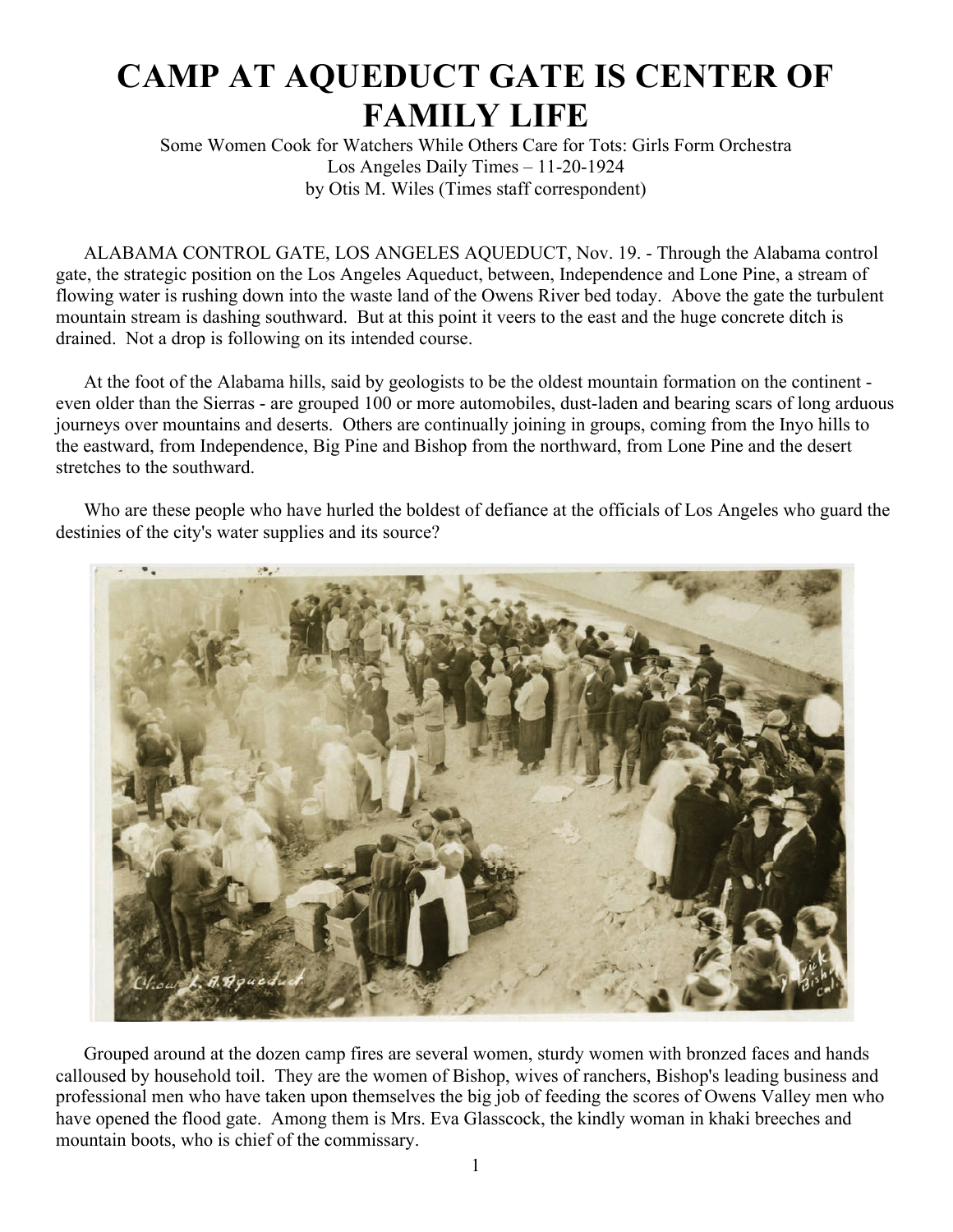# CAMP AT AQUEDUCT GATE IS CENTER OF FAMILY LIFE

Some Women Cook for Watchers While Others Care for Tots: Girls Form Orchestra
Los Angeles Daily Times – 11-20-1924
by Otis M. Wiles (Times staff correspondent)

ALABAMA CONTROL GATE, LOS ANGELES AQUEDUCT, Nov. 19. - Through the Alabama control gate, the strategic position on the Los Angeles Aqueduct, between, Independence and Lone Pine, a stream of flowing water is rushing down into the waste land of the Owens River bed today. Above the gate the turbulent mountain stream is dashing southward. But at this point it veers to the east and the huge concrete ditch is drained. Not a drop is following on its intended course.

At the foot of the Alabama hills, said by geologists to be the oldest mountain formation on the continent - even older than the Sierras - are grouped 100 or more automobiles, dust-laden and bearing scars of long arduous journeys over mountains and deserts. Others are continually joining in groups, coming from the Inyo hills to the eastward, from Independence, Big Pine and Bishop from the northward, from Lone Pine and the desert stretches to the southward.

Who are these people who have hurled the boldest of defiance at the officials of Los Angeles who guard the destinies of the city's water supplies and its source?

Grouped around at the dozen camp fires are several women, sturdy women with bronzed faces and hands calloused by household toil. They are the women of Bishop, wives of ranchers, Bishop's leading business and professional men who have taken upon themselves the big job of feeding the scores of Owens Valley men who have opened the flood gate. Among them is Mrs. Eva Glasscock, the kindly woman in khaki breeches and mountain boots, who is chief of the commissary.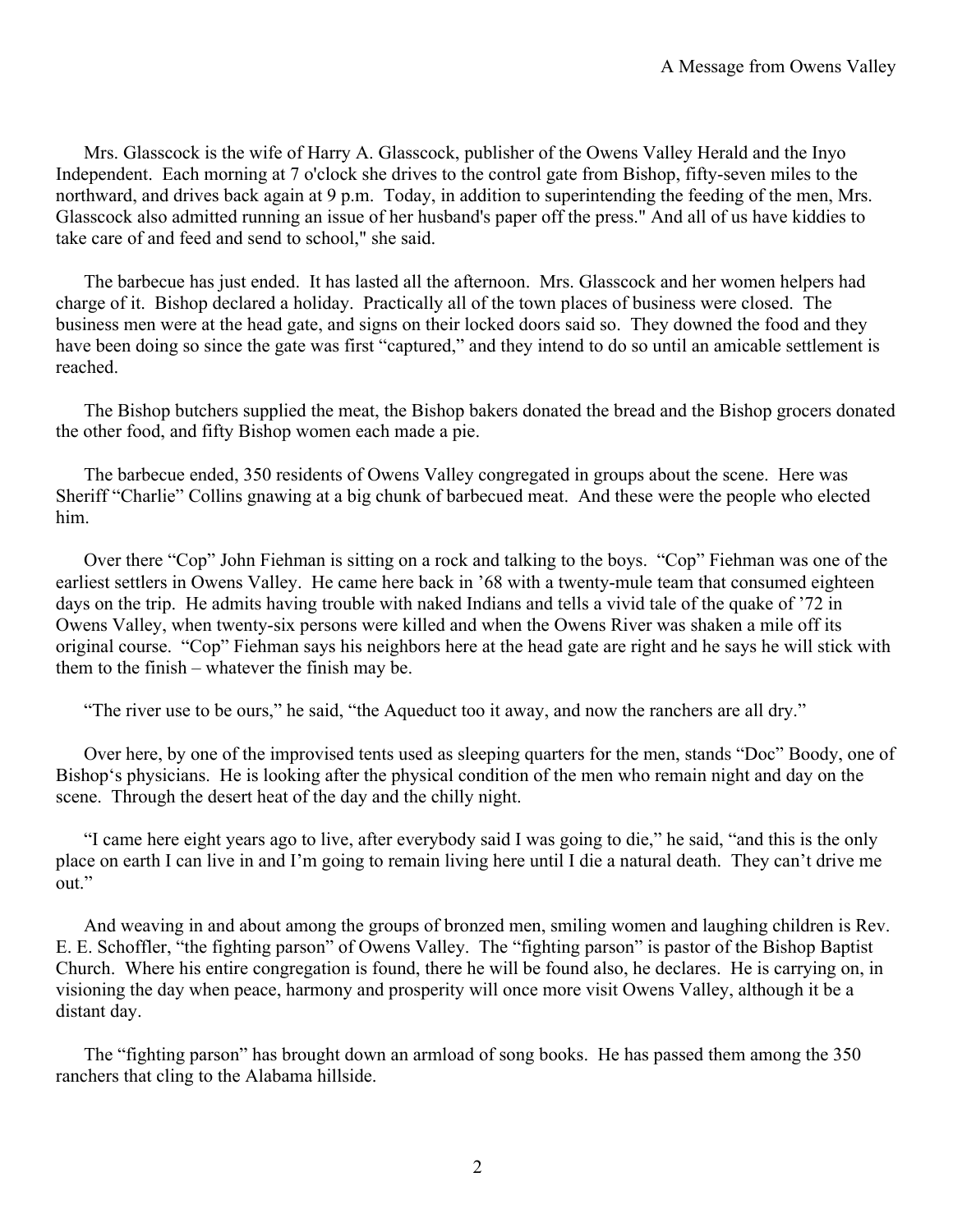Mrs. Glasscock is the wife of Harry A. Glasscock, publisher of the Owens Valley Herald and the Inyo Independent. Each morning at 7 o'clock she drives to the control gate from Bishop, fifty-seven miles to the northward, and drives back again at 9 p.m. Today, in addition to superintending the feeding of the men, Mrs. Glasscock also admitted running an issue of her husband's paper off the press." And all of us have kiddies to take care of and feed and send to school," she said.

The barbecue has just ended. It has lasted all the afternoon. Mrs. Glasscock and her women helpers had charge of it. Bishop declared a holiday. Practically all of the town places of business were closed. The business men were at the head gate, and signs on their locked doors said so. They downed the food and they have been doing so since the gate was first "captured," and they intend to do so until an amicable settlement is reached.

The Bishop butchers supplied the meat, the Bishop bakers donated the bread and the Bishop grocers donated the other food, and fifty Bishop women each made a pie.

The barbecue ended, 350 residents of Owens Valley congregated in groups about the scene. Here was Sheriff "Charlie" Collins gnawing at a big chunk of barbecued meat. And these were the people who elected him.

Over there "Cop" John Fiehman is sitting on a rock and talking to the boys. "Cop" Fiehman was one of the earliest settlers in Owens Valley. He came here back in '68 with a twenty-mule team that consumed eighteen days on the trip. He admits having trouble with naked Indians and tells a vivid tale of the quake of '72 in Owens Valley, when twenty-six persons were killed and when the Owens River was shaken a mile off its original course. "Cop" Fiehman says his neighbors here at the head gate are right and he says he will stick with them to the finish – whatever the finish may be.

"The river use to be ours," he said, "the Aqueduct too it away, and now the ranchers are all dry."

Over here, by one of the improvised tents used as sleeping quarters for the men, stands "Doc" Boody, one of Bishop's physicians. He is looking after the physical condition of the men who remain night and day on the scene. Through the desert heat of the day and the chilly night.

"I came here eight years ago to live, after everybody said I was going to die," he said, "and this is the only place on earth I can live in and I'm going to remain living here until I die a natural death. They can't drive me out."

And weaving in and about among the groups of bronzed men, smiling women and laughing children is Rev. E. E. Schoffler, "the fighting parson" of Owens Valley. The "fighting parson" is pastor of the Bishop Baptist Church. Where his entire congregation is found, there he will be found also, he declares. He is carrying on, in visioning the day when peace, harmony and prosperity will once more visit Owens Valley, although it be a distant day.

The "fighting parson" has brought down an armload of song books. He has passed them among the 350 ranchers that cling to the Alabama hillside.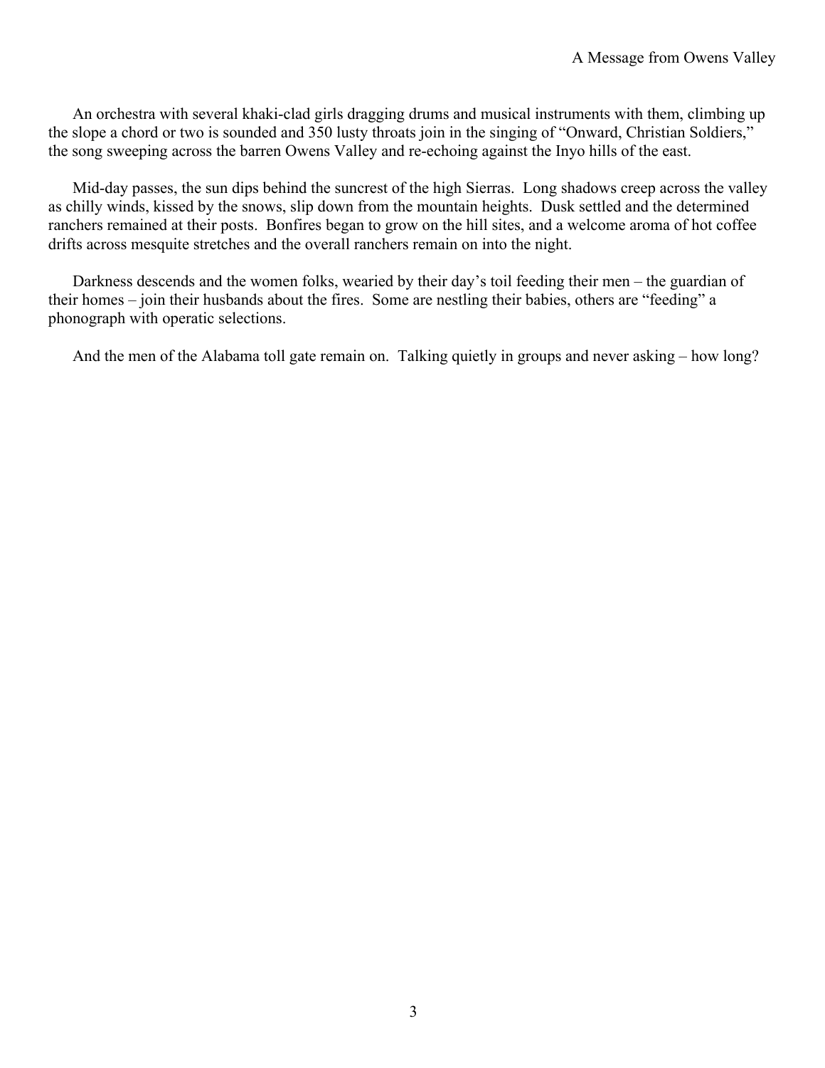An orchestra with several khaki-clad girls dragging drums and musical instruments with them, climbing up the slope a chord or two is sounded and 350 lusty throats join in the singing of "Onward, Christian Soldiers," the song sweeping across the barren Owens Valley and re-echoing against the Inyo hills of the east.

Mid-day passes, the sun dips behind the suncrest of the high Sierras. Long shadows creep across the valley as chilly winds, kissed by the snows, slip down from the mountain heights. Dusk settled and the determined ranchers remained at their posts. Bonfires began to grow on the hill sites, and a welcome aroma of hot coffee drifts across mesquite stretches and the overall ranchers remain on into the night.

Darkness descends and the women folks, wearied by their day's toil feeding their men – the guardian of their homes – join their husbands about the fires. Some are nestling their babies, others are "feeding" a phonograph with operatic selections.

And the men of the Alabama toll gate remain on. Talking quietly in groups and never asking – how long?